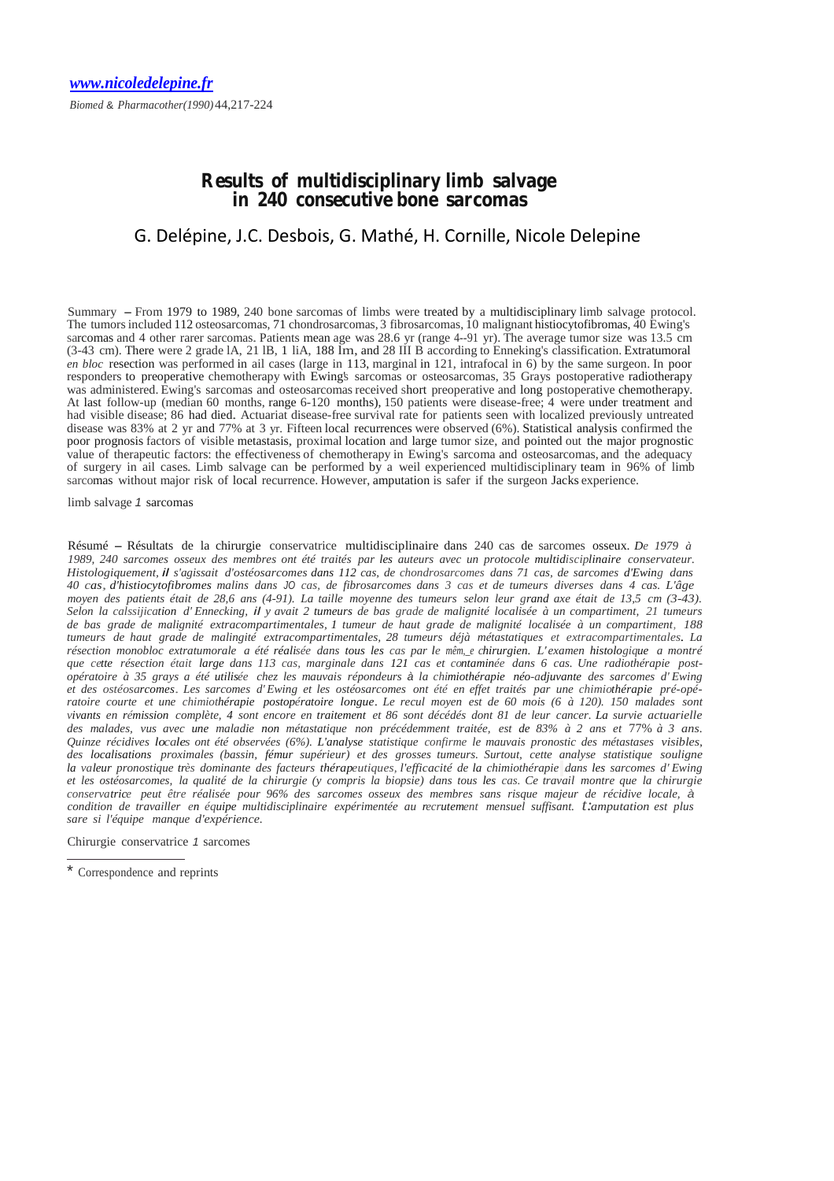*www.nicoledelepine.fr*

*Biomed & Pharmacother(1990)* 44,217-224

# Results of multidisciplinary limb salvage in 240 consecutive bone sarcomas

G. Delépine, J.C. Desbois, G. Mathé, H. Cornille, Nicole Delepine

Summary – From 1979 to 1989, 240 bone sarcomas of limbs were treated by a multidisciplinary limb salvage protocol. The tumors included 112 osteosarcomas, 71 chondrosarcomas, 3 fibrosarcomas, 10 malignant histiocytofibromas, 40 Ewing's sarcomas and 4 other rarer sarcomas. Patients mean age was 28.6 yr (range 4--91 yr). The average tumor size was 13.5 cm (3-43 cm). There were 2 grade lA, 21 lB, 1 liA, 188 Im, and 28 III B according to Enneking's classification. Extratumoral *en bloc* resection was performed in ail cases (large in 113, marginal in 121, intrafocal in 6) by the same surgeon. In poor responders to preoperative chemotherapy with Ewing's sarcomas or osteosarcomas, 35 Grays postoperative radiotherapy was administered. Ewing's sarcomas and osteosarcomas received short preoperative and long postoperative chemotherapy. At last follow-up (median 60 months, range 6-120 months), 150 patients were disease-free; 4 were under treatment and had visible disease; 86 had died. Actuariat disease-free survival rate for patients seen with localized previously untreated disease was 83% at 2 yr and 77% at 3 yr. Fifteen local recurrences were observed (6%). Statistical analysis confirmed the poor prognosis factors of visible metastasis, proximal location and large tumor size, and pointed out the major prognostic value of therapeutic factors: the effectiveness of chemotherapy in Ewing's sarcoma and osteosarcomas, and the adequacy of surgery in ail cases. Limb salvage can be performed by a weil experienced multidisciplinary team in 96% of limb sarcomas without major risk of local recurrence. However, amputation is safer if the surgeon Jacks experience.

limb salvage *1* sarcomas

Résumé – Résultats de la chirurgie conservatrice multidisciplinaire dans 240 cas de sarcomes osseux. *De 1979 à 1989, 240 sarcomes osseux des membres ont été traités par les auteurs avec un protocole multidisciplinaire conservateur. Histologiquement, il s'agissait d'ostéosarcomes dans 112 cas, de chondrosarcomes dans 71 cas, de sarcomes d'Ewing dans 40 cas, d'histiocytofibromes malins dans JO cas, de fibrosarcomes dans 3 cas et de tumeurs diverses dans 4 cas. L'âge moyen des patients était de 28,6 ans (4-91). La taille moyenne des tumeurs selon leur grand axe était de 13,5 cm (3-43). Selon la calssijication d'Ennecking, il y avait 2 tumeurs de bas grade de malignité localisée à un compartiment, 21 tumeurs de bas grade de malignité extracompartimentales, 1 tumeur de haut grade de malignité localisée à un compartiment, 188 tumeurs de haut grade de malingité extracompartimentales, 28 tumeurs déjà métastatiques et extracompartimentales. La résection monobloc extratumorale a été réalisée dans tous les cas par le même chirurgien. L'examen histologique a montré que cette résection était large dans 113 cas, marginale dans 121 cas et contaminée dans 6 cas. Une radiothérapie post-opératoire à 35 grays a été utilisée chez les mauvais répondeurs à la chimiothérapie néo-adjuvante des sarcomes d'Ewing et des ostéosarcomes. Les sarcomes d'Ewing et les ostéosarcomes ont été en effet traités par une chimiothérapie pré-opératoire courte et une chimiothérapie postopératoire longue. Le recul moyen est de 60 mois (6 à 120). 150 malades sont vivants en rémission complète, 4 sont encore en traitement et 86 sont décédés dont 81 de leur cancer. La survie actuarielle des malades, vus avec une maladie non métastatique non précédemment traitée, est de 83% à 2 ans et 77% à 3 ans. Quinze récidives locales ont été observées (6%). L'analyse statistique confirme le mauvais pronostic des métastases visibles, des localisations proximales (bassin, fémur supérieur) et des grosses tumeurs. Surtout, cette analyse statistique souligne la valeur pronostique très dominante des facteurs thérapeutiques, l'efficacité de la chimiothérapie dans les sarcomes d'Ewing et les ostéosarcomes, la qualité de la chirurgie (y compris la biopsie) dans tous les cas. Ce travail montre que la chirurgie conservatrice peut être réalisée pour 96% des sarcomes osseux des membres sans risque majeur de récidive locale, à condition de travailler en équipe multidisciplinaire expérimentée au recrutement mensuel suffisant. L'amputation est plus sare si l'équipe manque d'expérience.*

Chirurgie conservatrice *1* sarcomes

\* Correspondence and reprints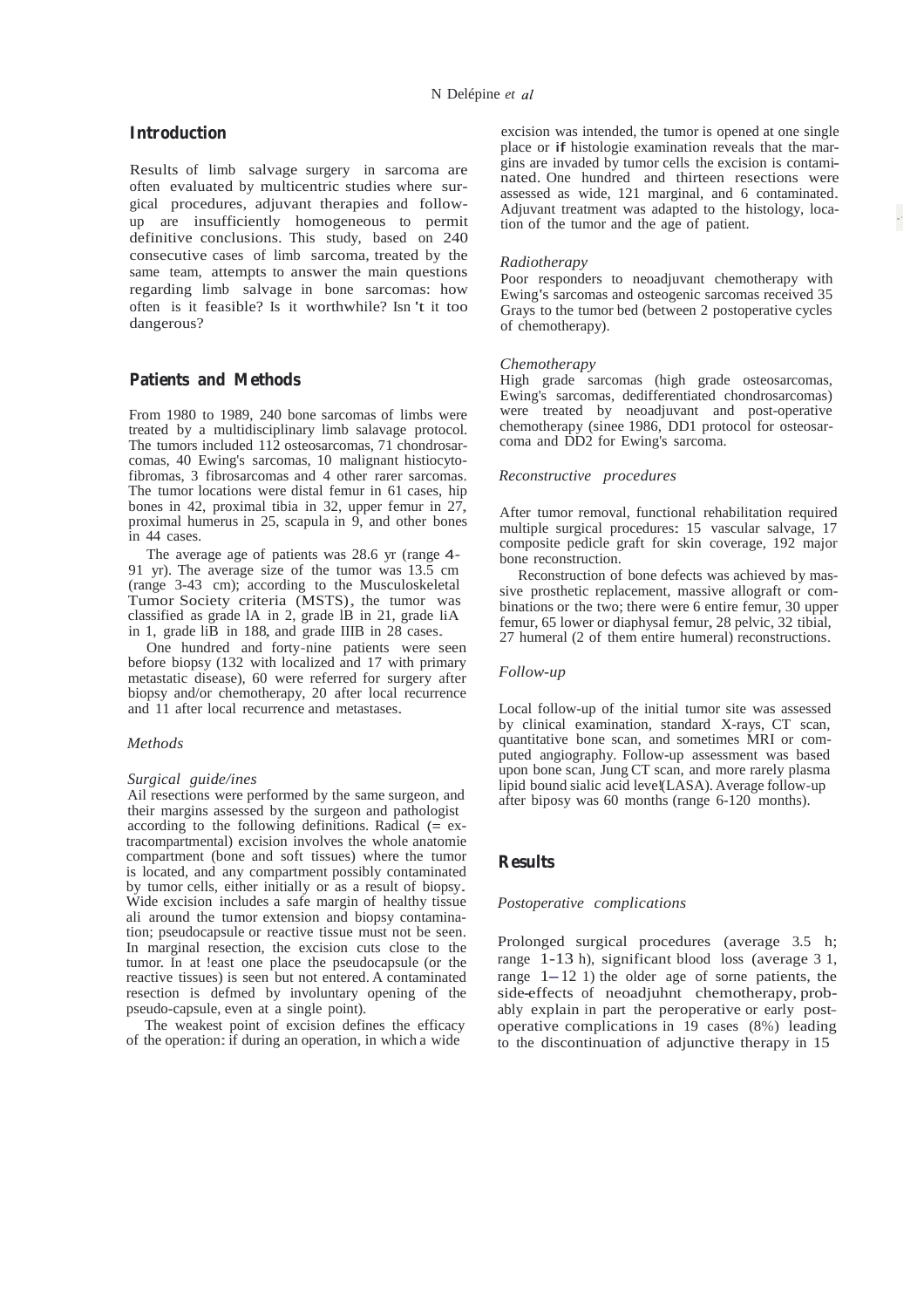## Introduction

Results of limb salvage surgery in sarcoma are often evaluated by multicentric studies where surgical procedures, adjuvant therapies and follow-up are insufficiently homogeneous to permit definitive conclusions. This study, based on 240 consecutive cases of limb sarcoma, treated by the same team, attempts to answer the main questions regarding limb salvage in bone sarcomas: how often is it feasible? Is it worthwhile? Isn 't it too dangerous?

## Patients and Methods

From 1980 to 1989, 240 bone sarcomas of limbs were treated by a multidisciplinary limb salavage protocol. The tumors included 112 osteosarcomas, 71 chondrosarcomas, 40 Ewing's sarcomas, 10 malignant histiocytofibromas, 3 fibrosarcomas and 4 other rarer sarcomas. The tumor locations were distal femur in 61 cases, hip bones in 42, proximal tibia in 32, upper femur in 27, proximal humerus in 25, scapula in 9, and other bones in 44 cases.

The average age of patients was 28.6 yr (range 4-91 yr). The average size of the tumor was 13.5 cm (range 3-43 cm); according to the Musculoskeletal Tumor Society criteria (MSTS), the tumor was classified as grade lA in 2, grade lB in 21, grade liA in 1, grade liB in 188, and grade IIIB in 28 cases.

One hundred and forty-nine patients were seen before biopsy (132 with localized and 17 with primary metastatic disease), 60 were referred for surgery after biopsy and/or chemotherapy, 20 after local recurrence and 11 after local recurrence and metastases.

### *Methods*

#### *Surgical guide/ines*

Ail resections were performed by the same surgeon, and their margins assessed by the surgeon and pathologist according to the following definitions. Radical (= extracompartmental) excision involves the whole anatomie compartment (bone and soft tissues) where the tumor is located, and any compartment possibly contaminated by tumor cells, either initially or as a result of biopsy. Wide excision includes a safe margin of healthy tissue ali around the tumor extension and biopsy contamination; pseudocapsule or reactive tissue must not be seen. In marginal resection, the excision cuts close to the tumor. In at !east one place the pseudocapsule (or the reactive tissues) is seen but not entered. A contaminated resection is defmed by involuntary opening of the pseudo-capsule, even at a single point).

The weakest point of excision defines the efficacy of the operation: if during an operation, in which a wide excision was intended, the tumor is opened at one single place or if histologie examination reveals that the margins are invaded by tumor cells the excision is contaminated. One hundred and thirteen resections were assessed as wide, 121 marginal, and 6 contaminated. Adjuvant treatment was adapted to the histology, location of the tumor and the age of patient.

#### *Radiotherapy*

Poor responders to neoadjuvant chemotherapy with Ewing's sarcomas and osteogenic sarcomas received 35 Grays to the tumor bed (between 2 postoperative cycles of chemotherapy).

#### *Chemotherapy*

High grade sarcomas (high grade osteosarcomas, Ewing's sarcomas, dedifferentiated chondrosarcomas) were treated by neoadjuvant and post-operative chemotherapy (sinee 1986, DD1 protocol for osteosarcoma and DD2 for Ewing's sarcoma.

#### *Reconstructive procedures*

After tumor removal, functional rehabilitation required multiple surgical procedures: 15 vascular salvage, 17 composite pedicle graft for skin coverage, 192 major bone reconstruction.

Reconstruction of bone defects was achieved by massive prosthetic replacement, massive allograft or combinations or the two; there were 6 entire femur, 30 upper femur, 65 lower or diaphysal femur, 28 pelvic, 32 tibial, 27 humeral (2 of them entire humeral) reconstructions.

#### *Follow-up*

Local follow-up of the initial tumor site was assessed by clinical examination, standard X-rays, CT scan, quantitative bone scan, and sometimes MRI or computed angiography. Follow-up assessment was based upon bone scan, Jung CT scan, and more rarely plasma lipid bound sialic acid leve!(LASA). Average follow-up after biposy was 60 months (range 6-120 months).

## Results

### *Postoperative complications*

Prolonged surgical procedures (average 3.5 h; range 1-13 h), significant blood loss (average 3 1, range 1–12 1) the older age of sorne patients, the side-effects of neoadjuhnt chemotherapy, probably explain in part the peroperative or early postoperative complications in 19 cases (8%) leading to the discontinuation of adjunctive therapy in 15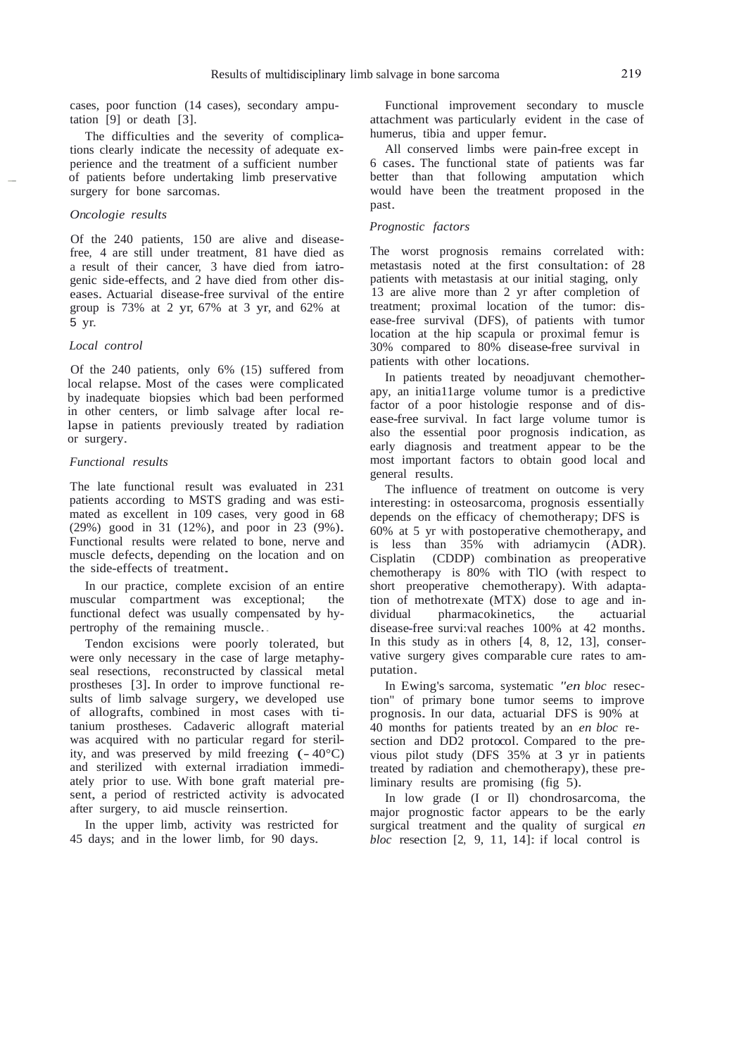cases, poor function (14 cases), secondary amputation [9] or death [3].

The difficulties and the severity of complications clearly indicate the necessity of adequate experience and the treatment of a sufficient number of patients before undertaking limb preservative surgery for bone sarcomas.

*Oncologie results*

Of the 240 patients, 150 are alive and disease-free, 4 are still under treatment, 81 have died as a result of their cancer, 3 have died from iatrogenic side-effects, and 2 have died from other diseases. Actuarial disease-free survival of the entire group is 73% at 2 yr, 67% at 3 yr, and 62% at 5 yr.

*Local control*

Of the 240 patients, only 6% (15) suffered from local relapse. Most of the cases were complicated by inadequate biopsies which bad been performed in other centers, or limb salvage after local relapse in patients previously treated by radiation or surgery.

*Functional results*

The late functional result was evaluated in 231 patients according to MSTS grading and was estimated as excellent in 109 cases, very good in 68 (29%) good in 31 (12%), and poor in 23 (9%). Functional results were related to bone, nerve and muscle defects, depending on the location and on the side-effects of treatment.

In our practice, complete excision of an entire muscular compartment was exceptional; the functional defect was usually compensated by hypertrophy of the remaining muscle.

Tendon excisions were poorly tolerated, but were only necessary in the case of large metaphyseal resections, reconstructed by classical metal prostheses [3]. In order to improve functional results of limb salvage surgery, we developed use of allografts, combined in most cases with titanium prostheses. Cadaveric allograft material was acquired with no particular regard for sterility, and was preserved by mild freezing (−40°C) and sterilized with external irradiation immediately prior to use. With bone graft material present, a period of restricted activity is advocated after surgery, to aid muscle reinsertion.

In the upper limb, activity was restricted for 45 days; and in the lower limb, for 90 days.

Functional improvement secondary to muscle attachment was particularly evident in the case of humerus, tibia and upper femur.

All conserved limbs were pain-free except in 6 cases. The functional state of patients was far better than that following amputation which would have been the treatment proposed in the past.

*Prognostic factors*

The worst prognosis remains correlated with: metastasis noted at the first consultation: of 28 patients with metastasis at our initial staging, only 13 are alive more than 2 yr after completion of treatment; proximal location of the tumor: disease-free survival (DFS), of patients with tumor location at the hip scapula or proximal femur is 30% compared to 80% disease-free survival in patients with other locations.

In patients treated by neoadjuvant chemotherapy, an initial large volume tumor is a predictive factor of a poor histologie response and of disease-free survival. In fact large volume tumor is also the essential poor prognosis indication, as early diagnosis and treatment appear to be the most important factors to obtain good local and general results.

The influence of treatment on outcome is very interesting: in osteosarcoma, prognosis essentially depends on the efficacy of chemotherapy; DFS is 60% at 5 yr with postoperative chemotherapy, and is less than 35% with adriamycin (ADR). Cisplatin (CDDP) combination as preoperative chemotherapy is 80% with T10 (with respect to short preoperative chemotherapy). With adaptation of methotrexate (MTX) dose to age and individual pharmacokinetics, the actuarial disease-free survival reaches 100% at 42 months. In this study as in others [4, 8, 12, 13], conservative surgery gives comparable cure rates to amputation.

In Ewing's sarcoma, systematic "*en bloc* resection" of primary bone tumor seems to improve prognosis. In our data, actuarial DFS is 90% at 40 months for patients treated by an *en bloc* resection and DD2 protocol. Compared to the previous pilot study (DFS 35% at 3 yr in patients treated by radiation and chemotherapy), these preliminary results are promising (fig 5).

In low grade (I or II) chondrosarcoma, the major prognostic factor appears to be the early surgical treatment and the quality of surgical *en bloc* resection [2, 9, 11, 14]: if local control is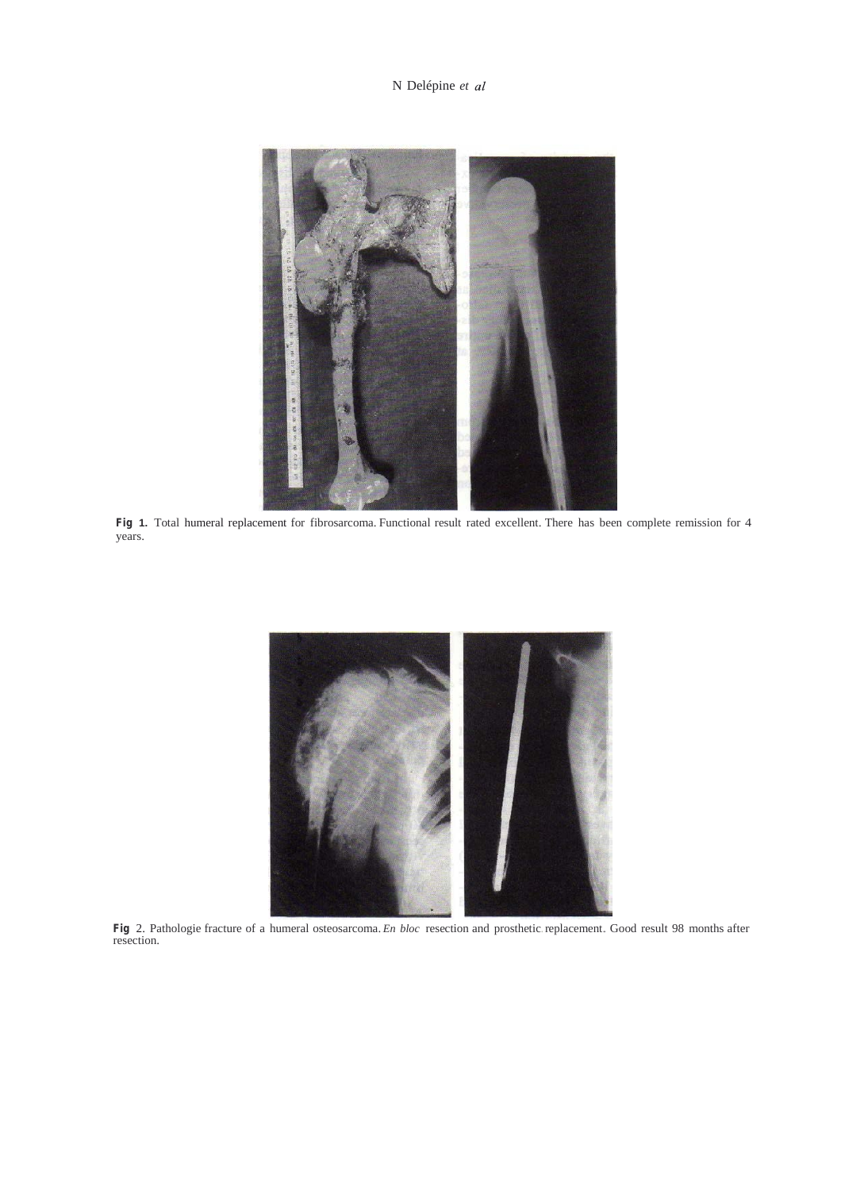**Fig 1.** Total humeral replacement for fibrosarcoma. Functional result rated excellent. There has been complete remission for 4 years.

**Fig** 2. Pathologie fracture of a humeral osteosarcoma. *En bloc* resection and prosthetic replacement. Good result 98 months after resection.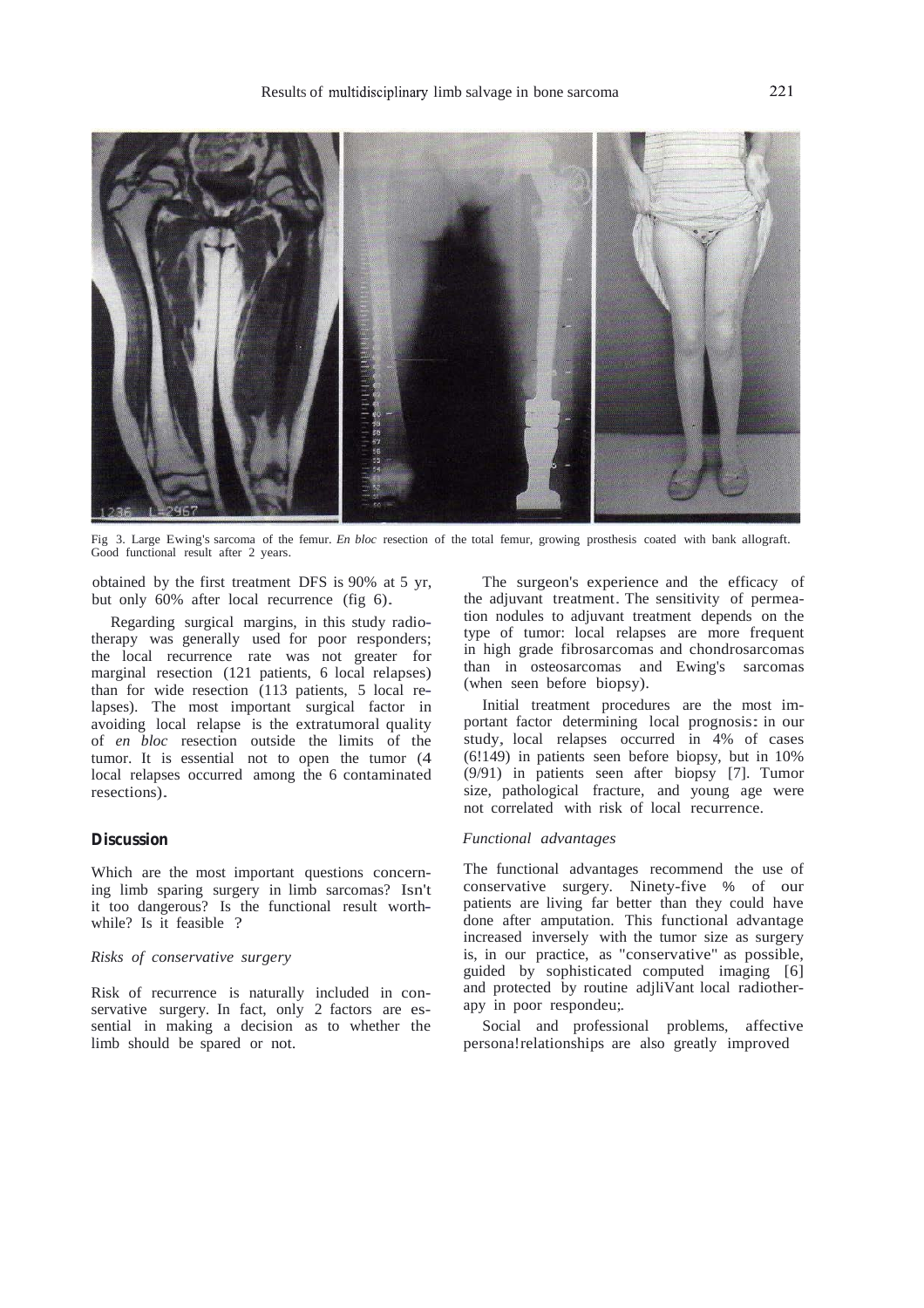Fig 3. Large Ewing's sarcoma of the femur. *En bloc* resection of the total femur, growing prosthesis coated with bank allograft. Good functional result after 2 years.

obtained by the first treatment DFS is 90% at 5 yr, but only 60% after local recurrence (fig 6).

Regarding surgical margins, in this study radiotherapy was generally used for poor responders; the local recurrence rate was not greater for marginal resection (121 patients, 6 local relapses) than for wide resection (113 patients, 5 local relapses). The most important surgical factor in avoiding local relapse is the extratumoral quality of *en bloc* resection outside the limits of the tumor. It is essential not to open the tumor (4 local relapses occurred among the 6 contaminated resections).

## Discussion

Which are the most important questions concerning limb sparing surgery in limb sarcomas? Isn't it too dangerous? Is the functional result worthwhile? Is it feasible ?

### *Risks of conservative surgery*

Risk of recurrence is naturally included in conservative surgery. In fact, only 2 factors are essential in making a decision as to whether the limb should be spared or not.

The surgeon's experience and the efficacy of the adjuvant treatment. The sensitivity of permeation nodules to adjuvant treatment depends on the type of tumor: local relapses are more frequent in high grade fibrosarcomas and chondrosarcomas than in osteosarcomas and Ewing's sarcomas (when seen before biopsy).

Initial treatment procedures are the most important factor determining local prognosis: in our study, local relapses occurred in 4% of cases (6!149) in patients seen before biopsy, but in 10% (9/91) in patients seen after biopsy [7]. Tumor size, pathological fracture, and young age were not correlated with risk of local recurrence.

### *Functional advantages*

The functional advantages recommend the use of conservative surgery. Ninety-five % of our patients are living far better than they could have done after amputation. This functional advantage increased inversely with the tumor size as surgery is, in our practice, as "conservative" as possible, guided by sophisticated computed imaging [6] and protected by routine adjliVant local radiotherapy in poor respondeu;.

Social and professional problems, affective persona!relationships are also greatly improved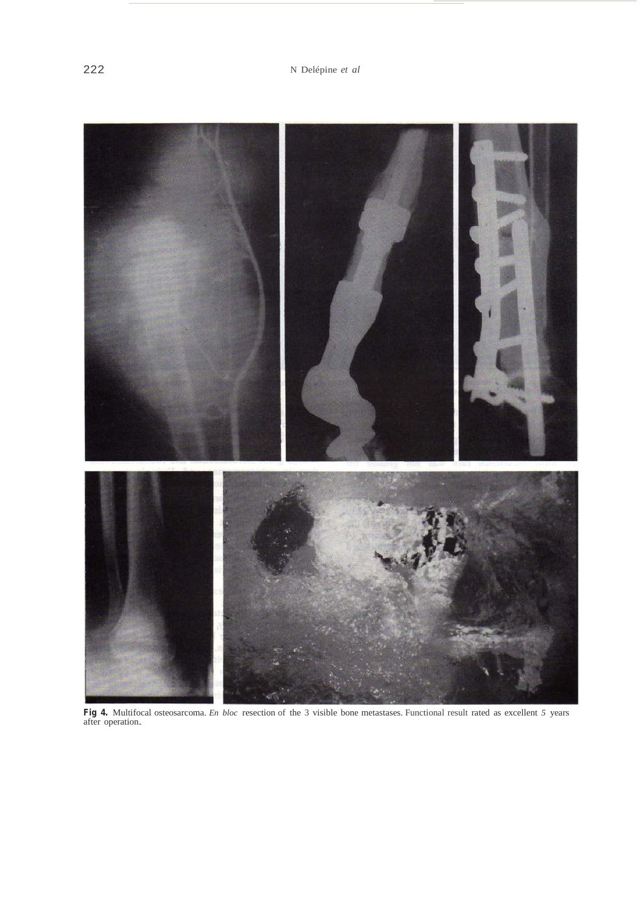**Fig 4.** Multifocal osteosarcoma. *En bloc* resection of the 3 visible bone metastases. Functional result rated as excellent 5 years after operation.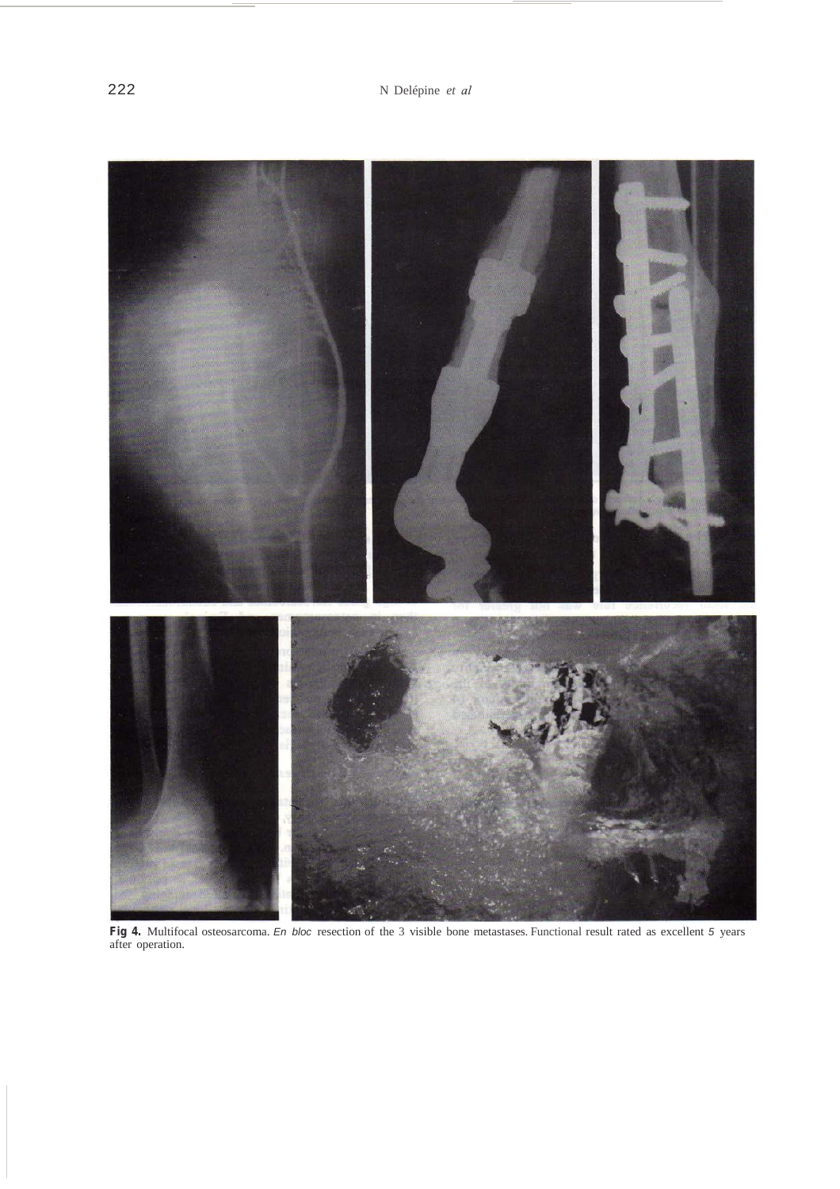**Fig 4.** Multifocal osteosarcoma. *En bloc* resection of the 3 visible bone metastases. Functional result rated as excellent 5 years after operation.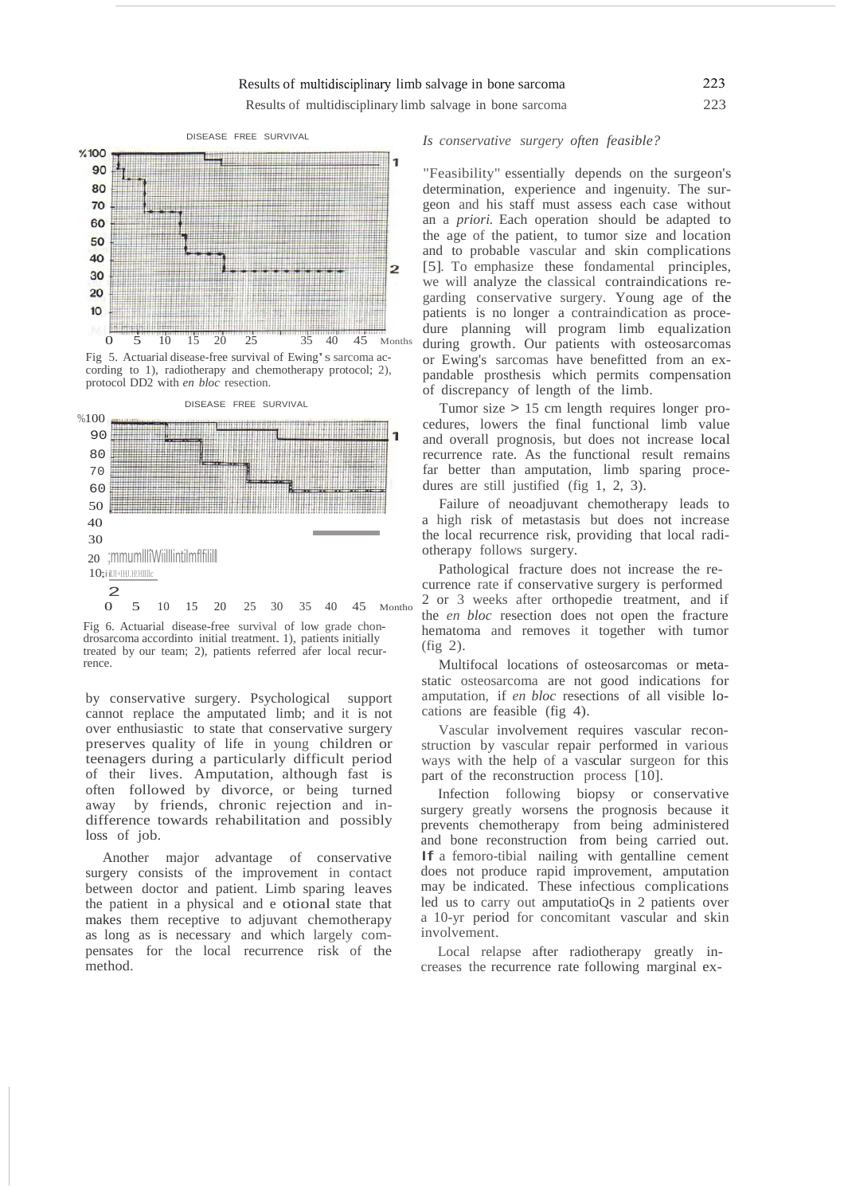Fig 5. Actuarial disease-free survival of Ewing's sarcoma according to 1), radiotherapy and chemotherapy protocol; 2), protocol DD2 with *en bloc* resection.

Fig 6. Actuarial disease-free survival of low grade chondrosarcoma accordinto initial treatment. 1), patients initially treated by our team; 2), patients referred afer local recurrence.

by conservative surgery. Psychological support cannot replace the amputated limb; and it is not over enthusiastic to state that conservative surgery preserves quality of life in young children or teenagers during a particularly difficult period of their lives. Amputation, although fast is often followed by divorce, or being turned away by friends, chronic rejection and indifference towards rehabilitation and possibly loss of job.

Another major advantage of conservative surgery consists of the improvement in contact between doctor and patient. Limb sparing leaves the patient in a physical and e otional state that makes them receptive to adjuvant chemotherapy as long as is necessary and which largely compensates for the local recurrence risk of the method.

*Is conservative surgery often feasible?*

"Feasibility" essentially depends on the surgeon's determination, experience and ingenuity. The surgeon and his staff must assess each case without an a *priori.* Each operation should be adapted to the age of the patient, to tumor size and location and to probable vascular and skin complications [5]. To emphasize these fondamental principles, we will analyze the classical contraindications regarding conservative surgery. Young age of the patients is no longer a contraindication as procedure planning will program limb equalization during growth. Our patients with osteosarcomas or Ewing's sarcomas have benefitted from an expandable prosthesis which permits compensation of discrepancy of length of the limb.

Tumor size > 15 cm length requires longer procedures, lowers the final functional limb value and overall prognosis, but does not increase local recurrence rate. As the functional result remains far better than amputation, limb sparing procedures are still justified (fig 1, 2, 3).

Failure of neoadjuvant chemotherapy leads to a high risk of metastasis but does not increase the local recurrence risk, providing that local radiotherapy follows surgery.

Pathological fracture does not increase the recurrence rate if conservative surgery is performed 2 or 3 weeks after orthopedie treatment, and if the *en bloc* resection does not open the fracture hematoma and removes it together with tumor (fig 2).

Multifocal locations of osteosarcomas or metastatic osteosarcoma are not good indications for amputation, if *en bloc* resections of all visible locations are feasible (fig 4).

Vascular involvement requires vascular reconstruction by vascular repair performed in various ways with the help of a vascular surgeon for this part of the reconstruction process [10].

Infection following biopsy or conservative surgery greatly worsens the prognosis because it prevents chemotherapy from being administered and bone reconstruction from being carried out. If a femoro-tibial nailing with gentalline cement does not produce rapid improvement, amputation may be indicated. These infectious complications led us to carry out amputatioQs in 2 patients over a 10-yr period for concomitant vascular and skin involvement.

Local relapse after radiotherapy greatly increases the recurrence rate following marginal ex-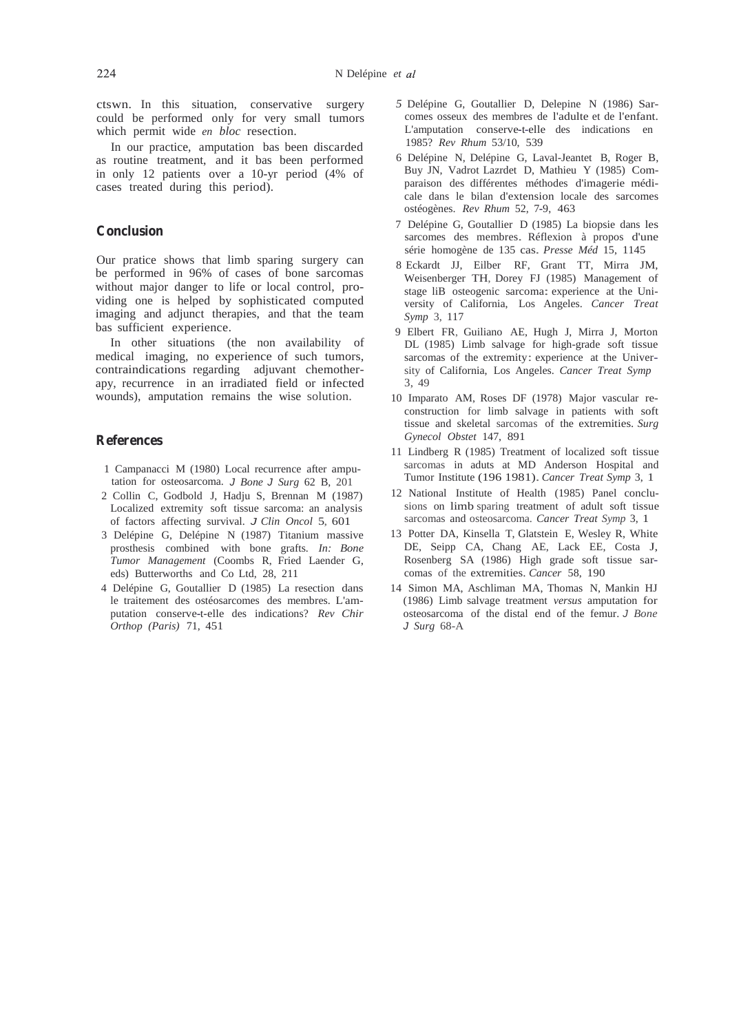ctswn. In this situation, conservative surgery could be performed only for very small tumors which permit wide *en bloc* resection.

In our practice, amputation bas been discarded as routine treatment, and it bas been performed in only 12 patients over a 10-yr period (4% of cases treated during this period).

## Conclusion

Our pratice shows that limb sparing surgery can be performed in 96% of cases of bone sarcomas without major danger to life or local control, providing one is helped by sophisticated computed imaging and adjunct therapies, and that the team bas sufficient experience.

In other situations (the non availability of medical imaging, no experience of such tumors, contraindications regarding adjuvant chemotherapy, recurrence in an irradiated field or infected wounds), amputation remains the wise solution.

## References

1 Campanacci M (1980) Local recurrence after amputation for osteosarcoma. *J Bone J Surg* 62 B, 201

2 Collin C, Godbold J, Hadju S, Brennan M (1987) Localized extremity soft tissue sarcoma: an analysis of factors affecting survival. *J Clin Oncol* 5, 601

3 Delépine G, Delépine N (1987) Titanium massive prosthesis combined with bone grafts. *In: Bone Tumor Management* (Coombs R, Fried Laender G, eds) Butterworths and Co Ltd, 28, 211

4 Delépine G, Goutallier D (1985) La resection dans le traitement des ostéosarcomes des membres. L'amputation conserve-t-elle des indications? *Rev Chir Orthop (Paris)* 71, 451

5 Delépine G, Goutallier D, Delepine N (1986) Sarcomes osseux des membres de l'adulte et de l'enfant. L'amputation conserve-t-elle des indications en 1985? *Rev Rhum* 53/10, 539

6 Delépine N, Delépine G, Laval-Jeantet B, Roger B, Buy JN, Vadrot Lazrdet D, Mathieu Y (1985) Comparaison des différentes méthodes d'imagerie médicale dans le bilan d'extension locale des sarcomes ostéogènes. *Rev Rhum* 52, 7-9, 463

7 Delépine G, Goutallier D (1985) La biopsie dans les sarcomes des membres. Réflexion à propos d'une série homogène de 135 cas. *Presse Méd* 15, 1145

8 Eckardt JJ, Eilber RF, Grant TT, Mirra JM, Weisenberger TH, Dorey FJ (1985) Management of stage liB osteogenic sarcoma: experience at the University of California, Los Angeles. *Cancer Treat Symp* 3, 117

9 Elbert FR, Guiliano AE, Hugh J, Mirra J, Morton DL (1985) Limb salvage for high-grade soft tissue sarcomas of the extremity: experience at the University of California, Los Angeles. *Cancer Treat Symp* 3, 49

10 Imparato AM, Roses DF (1978) Major vascular reconstruction for limb salvage in patients with soft tissue and skeletal sarcomas of the extremities. *Surg Gynecol Obstet* 147, 891

11 Lindberg R (1985) Treatment of localized soft tissue sarcomas in aduts at MD Anderson Hospital and Tumor Institute (196 1981). *Cancer Treat Symp* 3, 1

12 National Institute of Health (1985) Panel conclusions on limb sparing treatment of adult soft tissue sarcomas and osteosarcoma. *Cancer Treat Symp* 3, 1

13 Potter DA, Kinsella T, Glatstein E, Wesley R, White DE, Seipp CA, Chang AE, Lack EE, Costa J, Rosenberg SA (1986) High grade soft tissue sarcomas of the extremities. *Cancer* 58, 190

14 Simon MA, Aschliman MA, Thomas N, Mankin HJ (1986) Limb salvage treatment *versus* amputation for osteosarcoma of the distal end of the femur. *J Bone J Surg* 68-A